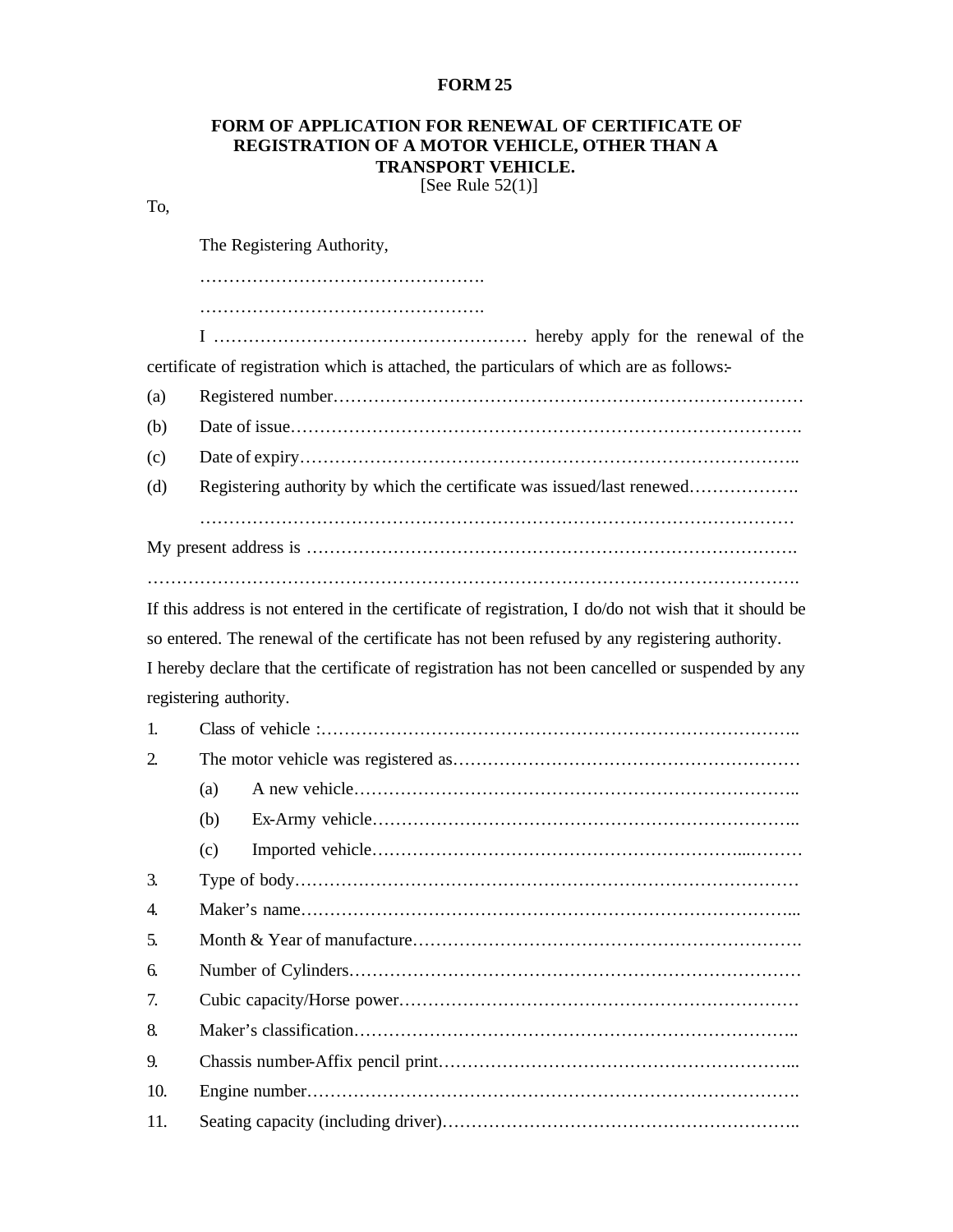# FORM 25

## FORM OF APPLICATION FOR RENEWAL OF CERTIFICATE OF REGISTRATION OF A MOTOR VEHICLE, OTHER THAN A TRANSPORT VEHICLE.

[See Rule 52(1)]

To,

The Registering Authority,

………………………………………….

………………………………………….

I ……………………………………………… hereby apply for the renewal of the certificate of registration which is attached, the particulars of which are as follows:-

(a) Registered number………………………………………………………………………

(b) Date of issue…………………………………………………………………………….

(c) Date of expiry…………………………………………………………………………..

(d) Registering authority by which the certificate was issued/last renewed……………….

………………………………………………………………………………………

My present address is ………………………………………………………………………….

……………………………………………………………………………………………………….

If this address is not entered in the certificate of registration, I do/do not wish that it should be so entered. The renewal of the certificate has not been refused by any registering authority.

I hereby declare that the certificate of registration has not been cancelled or suspended by any registering authority.

1. Class of vehicle :……………………………………………………………………..
2. The motor vehicle was registered as………………………………………………….
   - (a) A new vehicle…………………………………………………………………..
   - (b) Ex-Army vehicle……………………………………………………………….
   - (c) Imported vehicle…………………………………………………………………
3. Type of body……………………………………………………………………………
4. Maker's name…………………………………………………………………………...
5. Month & Year of manufacture………………………………………………………….
6. Number of Cylinders……………………………………………………………………
7. Cubic capacity/Horse power……………………………………………………………
8. Maker's classification…………………………………………………………………..
9. Chassis number-Affix pencil print……………………………………………………...
10. Engine number………………………………………………………………………….
11. Seating capacity (including driver)……………………………………………………..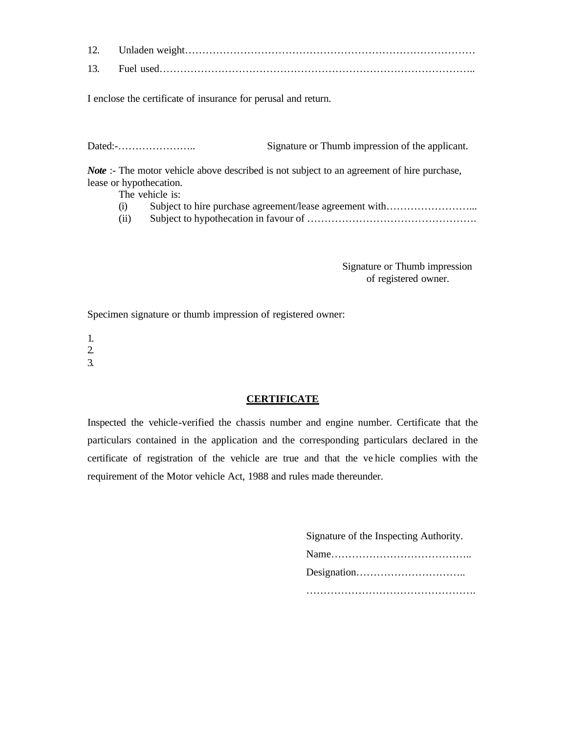12. Unladen weight…………………………………………………………………………

13. Fuel used……………………………………………………………………………..

I enclose the certificate of insurance for perusal and return.

Dated:-…………………..                    Signature or Thumb impression of the applicant.

***Note*** :- The motor vehicle above described is not subject to an agreement of hire purchase, lease or hypothecation.

The vehicle is:

(i) Subject to hire purchase agreement/lease agreement with……………………...

(ii) Subject to hypothecation in favour of ………………………………………….

Signature or Thumb impression
of registered owner.

Specimen signature or thumb impression of registered owner:

1.
2.
3.

## CERTIFICATE

Inspected the vehicle-verified the chassis number and engine number. Certificate that the particulars contained in the application and the corresponding particulars declared in the certificate of registration of the vehicle are true and that the vehicle complies with the requirement of the Motor vehicle Act, 1988 and rules made thereunder.

Signature of the Inspecting Authority.

Name…………………………………..

Designation…………………………..

………………………………………….